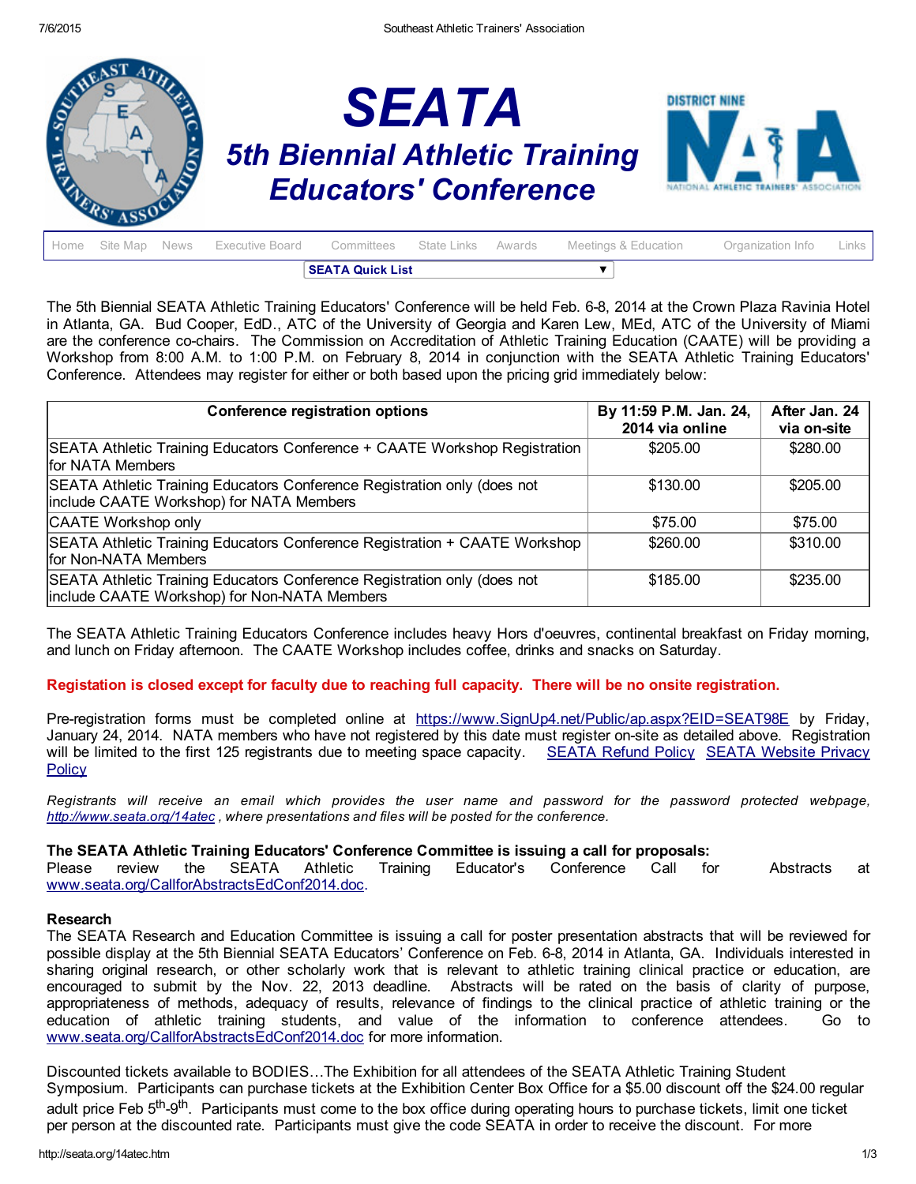# SEATA

## 5th Biennial Athletic Training Educators' Conference

Home | Site Map | News | Executive Board | Committees | State Links | Awards | Meetings & Education | Organization Info | Links

SEATA Quick List

The 5th Biennial SEATA Athletic Training Educators' Conference will be held Feb. 6-8, 2014 at the Crown Plaza Ravinia Hotel in Atlanta, GA. Bud Cooper, EdD., ATC of the University of Georgia and Karen Lew, MEd, ATC of the University of Miami are the conference co-chairs. The Commission on Accreditation of Athletic Training Education (CAATE) will be providing a Workshop from 8:00 A.M. to 1:00 P.M. on February 8, 2014 in conjunction with the SEATA Athletic Training Educators' Conference. Attendees may register for either or both based upon the pricing grid immediately below:

| Conference registration options | By 11:59 P.M. Jan. 24, 2014 via online | After Jan. 24 via on-site |
|---|---|---|
| SEATA Athletic Training Educators Conference + CAATE Workshop Registration for NATA Members | $205.00 | $280.00 |
| SEATA Athletic Training Educators Conference Registration only (does not include CAATE Workshop) for NATA Members | $130.00 | $205.00 |
| CAATE Workshop only | $75.00 | $75.00 |
| SEATA Athletic Training Educators Conference Registration + CAATE Workshop for Non-NATA Members | $260.00 | $310.00 |
| SEATA Athletic Training Educators Conference Registration only (does not include CAATE Workshop) for Non-NATA Members | $185.00 | $235.00 |

The SEATA Athletic Training Educators Conference includes heavy Hors d'oeuvres, continental breakfast on Friday morning, and lunch on Friday afternoon. The CAATE Workshop includes coffee, drinks and snacks on Saturday.

**Registation is closed except for faculty due to reaching full capacity. There will be no onsite registration.**

Pre-registration forms must be completed online at https://www.SignUp4.net/Public/ap.aspx?EID=SEAT98E by Friday, January 24, 2014. NATA members who have not registered by this date must register on-site as detailed above. Registration will be limited to the first 125 registrants due to meeting space capacity. SEATA Refund Policy SEATA Website Privacy Policy

*Registrants will receive an email which provides the user name and password for the password protected webpage, http://www.seata.org/14atec , where presentations and files will be posted for the conference.*

**The SEATA Athletic Training Educators' Conference Committee is issuing a call for proposals:**
Please review the SEATA Athletic Training Educator's Conference Call for Abstracts at www.seata.org/CallforAbstractsEdConf2014.doc.

**Research**
The SEATA Research and Education Committee is issuing a call for poster presentation abstracts that will be reviewed for possible display at the 5th Biennial SEATA Educators' Conference on Feb. 6-8, 2014 in Atlanta, GA. Individuals interested in sharing original research, or other scholarly work that is relevant to athletic training clinical practice or education, are encouraged to submit by the Nov. 22, 2013 deadline. Abstracts will be rated on the basis of clarity of purpose, appropriateness of methods, adequacy of results, relevance of findings to the clinical practice of athletic training or the education of athletic training students, and value of the information to conference attendees. Go to www.seata.org/CallforAbstractsEdConf2014.doc for more information.

Discounted tickets available to BODIES…The Exhibition for all attendees of the SEATA Athletic Training Student Symposium. Participants can purchase tickets at the Exhibition Center Box Office for a $5.00 discount off the $24.00 regular adult price Feb 5th-9th. Participants must come to the box office during operating hours to purchase tickets, limit one ticket per person at the discounted rate. Participants must give the code SEATA in order to receive the discount. For more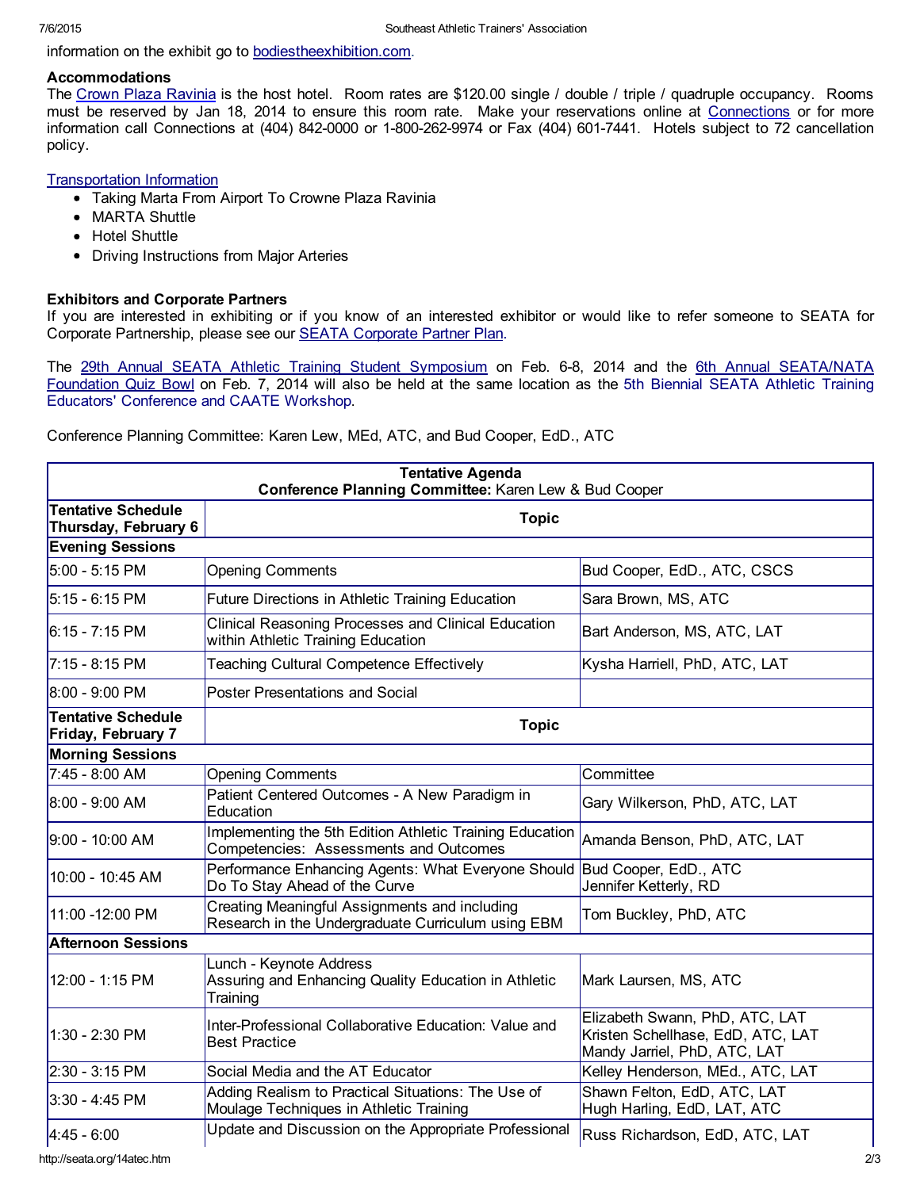information on the exhibit go to bodiestheexhibition.com.

**Accommodations**
The Crown Plaza Ravinia is the host hotel. Room rates are $120.00 single / double / triple / quadruple occupancy. Rooms must be reserved by Jan 18, 2014 to ensure this room rate. Make your reservations online at Connections or for more information call Connections at (404) 842-0000 or 1-800-262-9974 or Fax (404) 601-7441. Hotels subject to 72 cancellation policy.

Transportation Information

- Taking Marta From Airport To Crowne Plaza Ravinia
- MARTA Shuttle
- Hotel Shuttle
- Driving Instructions from Major Arteries

**Exhibitors and Corporate Partners**
If you are interested in exhibiting or if you know of an interested exhibitor or would like to refer someone to SEATA for Corporate Partnership, please see our SEATA Corporate Partner Plan.

The 29th Annual SEATA Athletic Training Student Symposium on Feb. 6-8, 2014 and the 6th Annual SEATA/NATA Foundation Quiz Bowl on Feb. 7, 2014 will also be held at the same location as the 5th Biennial SEATA Athletic Training Educators' Conference and CAATE Workshop.

Conference Planning Committee: Karen Lew, MEd, ATC, and Bud Cooper, EdD., ATC

| **Tentative Agenda**<br>**Conference Planning Committee:** Karen Lew & Bud Cooper | | |
|---|---|---|
| **Tentative Schedule Thursday, February 6** | **Topic** | |
| **Evening Sessions** | | |
| 5:00 - 5:15 PM | Opening Comments | Bud Cooper, EdD., ATC, CSCS |
| 5:15 - 6:15 PM | Future Directions in Athletic Training Education | Sara Brown, MS, ATC |
| 6:15 - 7:15 PM | Clinical Reasoning Processes and Clinical Education within Athletic Training Education | Bart Anderson, MS, ATC, LAT |
| 7:15 - 8:15 PM | Teaching Cultural Competence Effectively | Kysha Harriell, PhD, ATC, LAT |
| 8:00 - 9:00 PM | Poster Presentations and Social | |
| **Tentative Schedule Friday, February 7** | **Topic** | |
| **Morning Sessions** | | |
| 7:45 - 8:00 AM | Opening Comments | Committee |
| 8:00 - 9:00 AM | Patient Centered Outcomes - A New Paradigm in Education | Gary Wilkerson, PhD, ATC, LAT |
| 9:00 - 10:00 AM | Implementing the 5th Edition Athletic Training Education Competencies: Assessments and Outcomes | Amanda Benson, PhD, ATC, LAT |
| 10:00 - 10:45 AM | Performance Enhancing Agents: What Everyone Should Do To Stay Ahead of the Curve | Bud Cooper, EdD., ATC<br>Jennifer Ketterly, RD |
| 11:00 -12:00 PM | Creating Meaningful Assignments and including Research in the Undergraduate Curriculum using EBM | Tom Buckley, PhD, ATC |
| **Afternoon Sessions** | | |
| 12:00 - 1:15 PM | Lunch - Keynote Address<br>Assuring and Enhancing Quality Education in Athletic Training | Mark Laursen, MS, ATC |
| 1:30 - 2:30 PM | Inter-Professional Collaborative Education: Value and Best Practice | Elizabeth Swann, PhD, ATC, LAT<br>Kristen Schellhase, EdD, ATC, LAT<br>Mandy Jarriel, PhD, ATC, LAT |
| 2:30 - 3:15 PM | Social Media and the AT Educator | Kelley Henderson, MEd., ATC, LAT |
| 3:30 - 4:45 PM | Adding Realism to Practical Situations: The Use of Moulage Techniques in Athletic Training | Shawn Felton, EdD, ATC, LAT<br>Hugh Harling, EdD, LAT, ATC |
| 4:45 - 6:00 | Update and Discussion on the Appropriate Professional | Russ Richardson, EdD, ATC, LAT |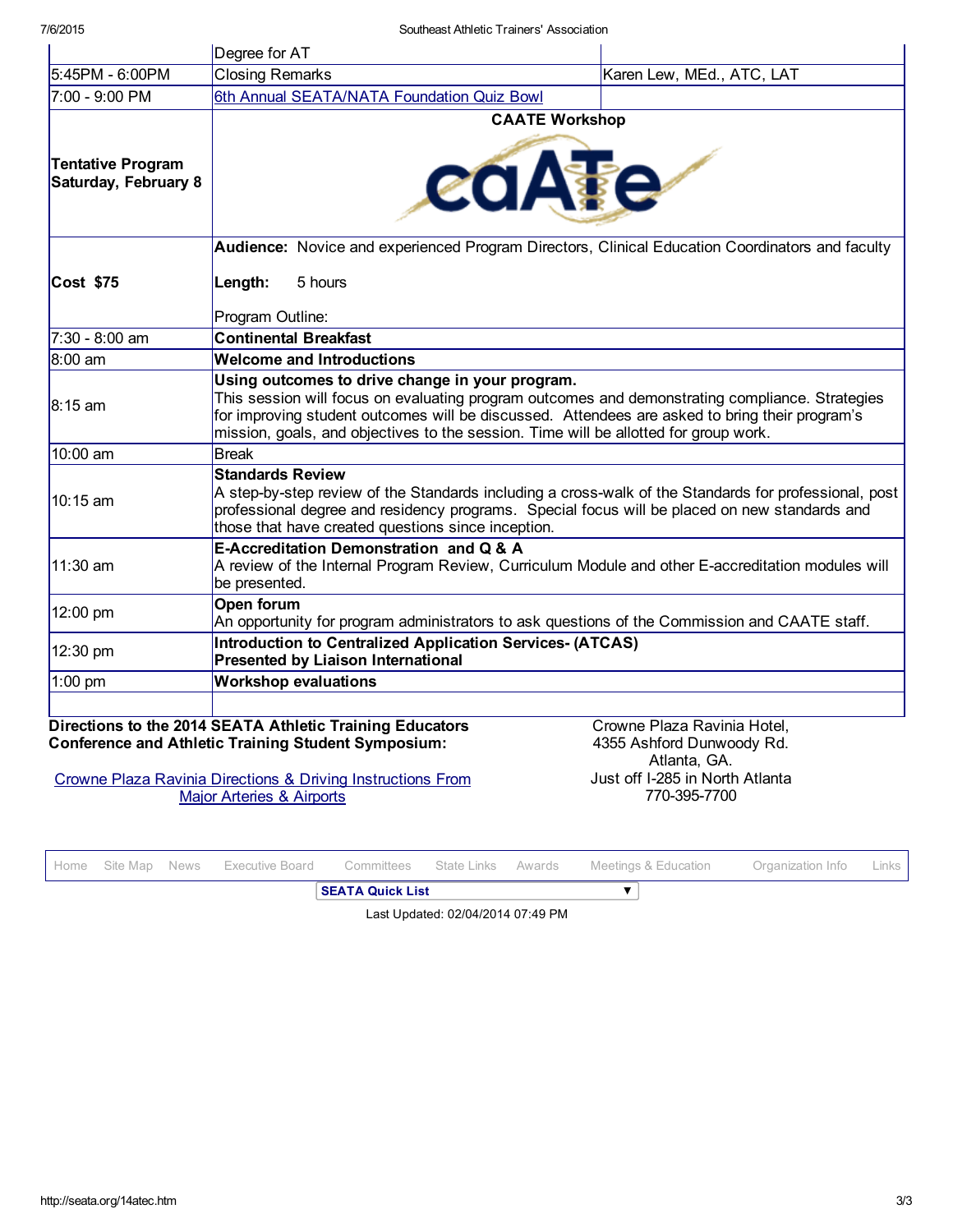| | | |
|---|---|---|
| | Degree for AT | |
| 5:45PM - 6:00PM | Closing Remarks | Karen Lew, MEd., ATC, LAT |
| 7:00 - 9:00 PM | 6th Annual SEATA/NATA Foundation Quiz Bowl | |

| | |
|---|---|
| **Tentative Program Saturday, February 8** | **CAATE Workshop** caAte |
| **Cost $75** | **Audience:** Novice and experienced Program Directors, Clinical Education Coordinators and faculty<br><br>**Length:** 5 hours<br><br>Program Outline: |
| 7:30 - 8:00 am | **Continental Breakfast** |
| 8:00 am | **Welcome and Introductions** |
| 8:15 am | **Using outcomes to drive change in your program.**<br>This session will focus on evaluating program outcomes and demonstrating compliance. Strategies for improving student outcomes will be discussed. Attendees are asked to bring their program's mission, goals, and objectives to the session. Time will be allotted for group work. |
| 10:00 am | Break |
| 10:15 am | **Standards Review**<br>A step-by-step review of the Standards including a cross-walk of the Standards for professional, post professional degree and residency programs. Special focus will be placed on new standards and those that have created questions since inception. |
| 11:30 am | **E-Accreditation Demonstration and Q & A**<br>A review of the Internal Program Review, Curriculum Module and other E-accreditation modules will be presented. |
| 12:00 pm | **Open forum**<br>An opportunity for program administrators to ask questions of the Commission and CAATE staff. |
| 12:30 pm | **Introduction to Centralized Application Services- (ATCAS)**<br>**Presented by Liaison International** |
| 1:00 pm | **Workshop evaluations** |
| | |

**Directions to the 2014 SEATA Athletic Training Educators Conference and Athletic Training Student Symposium:**

Crowne Plaza Ravinia Directions & Driving Instructions From Major Arteries & Airports

Crowne Plaza Ravinia Hotel,
4355 Ashford Dunwoody Rd.
Atlanta, GA.
Just off I-285 in North Atlanta
770-395-7700

Home Site Map News Executive Board Committees State Links Awards Meetings & Education Organization Info Links

SEATA Quick List

Last Updated: 02/04/2014 07:49 PM